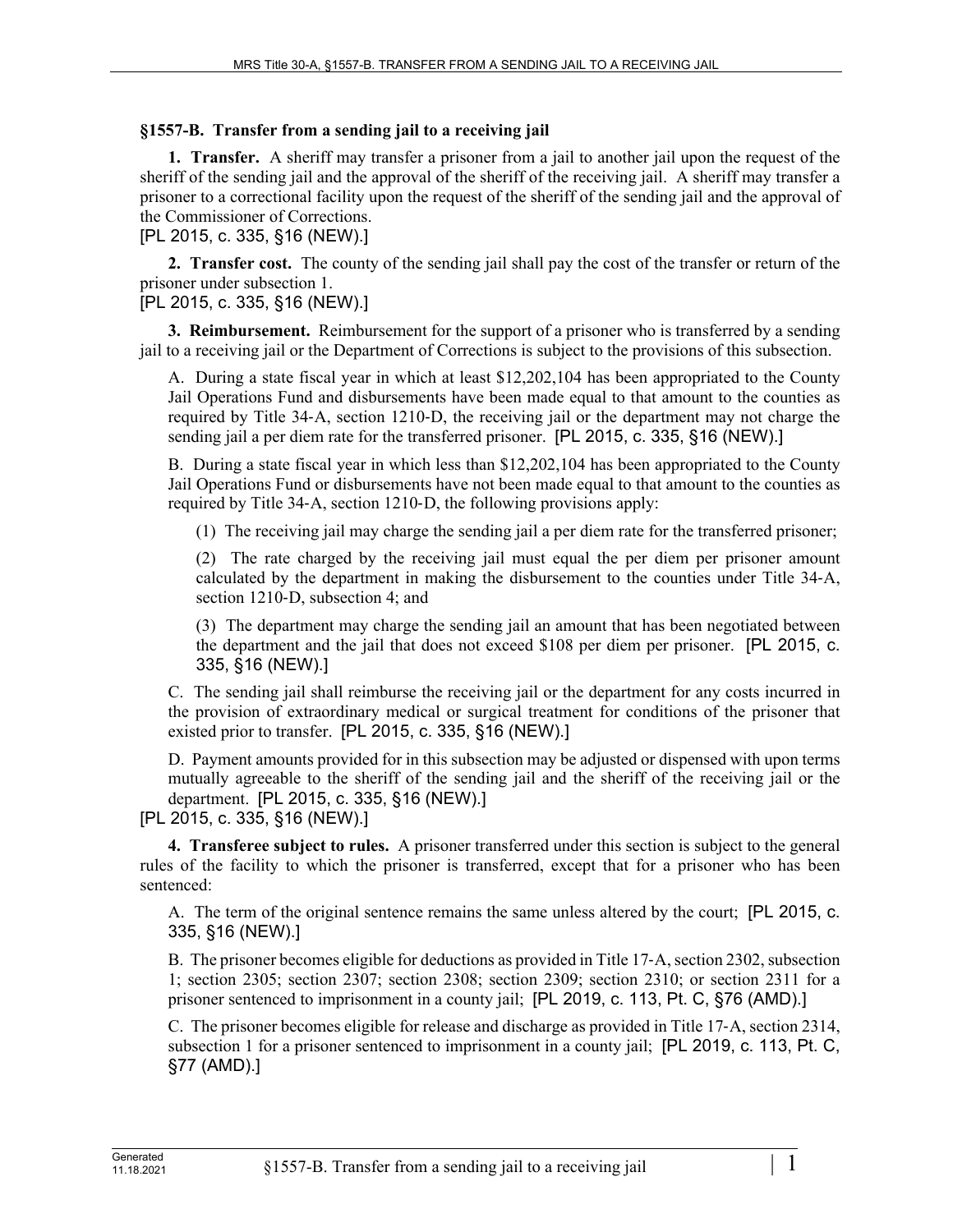## §1557-B. Transfer from a sending jail to a receiving jail

**1. Transfer.** A sheriff may transfer a prisoner from a jail to another jail upon the request of the sheriff of the sending jail and the approval of the sheriff of the receiving jail. A sheriff may transfer a prisoner to a correctional facility upon the request of the sheriff of the sending jail and the approval of the Commissioner of Corrections.

[PL 2015, c. 335, §16 (NEW).]

**2. Transfer cost.** The county of the sending jail shall pay the cost of the transfer or return of the prisoner under subsection 1.

[PL 2015, c. 335, §16 (NEW).]

**3. Reimbursement.** Reimbursement for the support of a prisoner who is transferred by a sending jail to a receiving jail or the Department of Corrections is subject to the provisions of this subsection.

A. During a state fiscal year in which at least $12,202,104 has been appropriated to the County Jail Operations Fund and disbursements have been made equal to that amount to the counties as required by Title 34-A, section 1210-D, the receiving jail or the department may not charge the sending jail a per diem rate for the transferred prisoner. [PL 2015, c. 335, §16 (NEW).]

B. During a state fiscal year in which less than $12,202,104 has been appropriated to the County Jail Operations Fund or disbursements have not been made equal to that amount to the counties as required by Title 34-A, section 1210-D, the following provisions apply:

(1) The receiving jail may charge the sending jail a per diem rate for the transferred prisoner;

(2) The rate charged by the receiving jail must equal the per diem per prisoner amount calculated by the department in making the disbursement to the counties under Title 34-A, section 1210-D, subsection 4; and

(3) The department may charge the sending jail an amount that has been negotiated between the department and the jail that does not exceed $108 per diem per prisoner. [PL 2015, c. 335, §16 (NEW).]

C. The sending jail shall reimburse the receiving jail or the department for any costs incurred in the provision of extraordinary medical or surgical treatment for conditions of the prisoner that existed prior to transfer. [PL 2015, c. 335, §16 (NEW).]

D. Payment amounts provided for in this subsection may be adjusted or dispensed with upon terms mutually agreeable to the sheriff of the sending jail and the sheriff of the receiving jail or the department. [PL 2015, c. 335, §16 (NEW).]

[PL 2015, c. 335, §16 (NEW).]

**4. Transferee subject to rules.** A prisoner transferred under this section is subject to the general rules of the facility to which the prisoner is transferred, except that for a prisoner who has been sentenced:

A. The term of the original sentence remains the same unless altered by the court; [PL 2015, c. 335, §16 (NEW).]

B. The prisoner becomes eligible for deductions as provided in Title 17-A, section 2302, subsection 1; section 2305; section 2307; section 2308; section 2309; section 2310; or section 2311 for a prisoner sentenced to imprisonment in a county jail; [PL 2019, c. 113, Pt. C, §76 (AMD).]

C. The prisoner becomes eligible for release and discharge as provided in Title 17-A, section 2314, subsection 1 for a prisoner sentenced to imprisonment in a county jail; [PL 2019, c. 113, Pt. C, §77 (AMD).]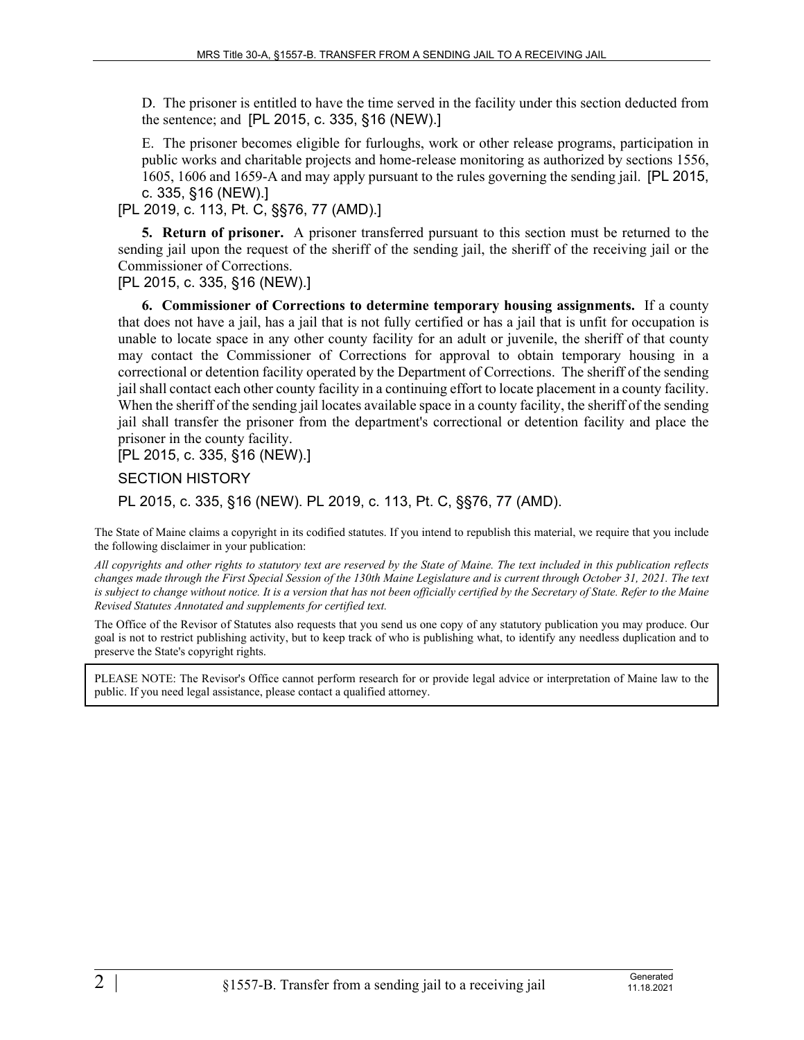D. The prisoner is entitled to have the time served in the facility under this section deducted from the sentence; and [PL 2015, c. 335, §16 (NEW).]

E. The prisoner becomes eligible for furloughs, work or other release programs, participation in public works and charitable projects and home-release monitoring as authorized by sections 1556, 1605, 1606 and 1659-A and may apply pursuant to the rules governing the sending jail. [PL 2015, c. 335, §16 (NEW).]

[PL 2019, c. 113, Pt. C, §§76, 77 (AMD).]

**5. Return of prisoner.** A prisoner transferred pursuant to this section must be returned to the sending jail upon the request of the sheriff of the sending jail, the sheriff of the receiving jail or the Commissioner of Corrections.

[PL 2015, c. 335, §16 (NEW).]

**6. Commissioner of Corrections to determine temporary housing assignments.** If a county that does not have a jail, has a jail that is not fully certified or has a jail that is unfit for occupation is unable to locate space in any other county facility for an adult or juvenile, the sheriff of that county may contact the Commissioner of Corrections for approval to obtain temporary housing in a correctional or detention facility operated by the Department of Corrections. The sheriff of the sending jail shall contact each other county facility in a continuing effort to locate placement in a county facility. When the sheriff of the sending jail locates available space in a county facility, the sheriff of the sending jail shall transfer the prisoner from the department's correctional or detention facility and place the prisoner in the county facility.

[PL 2015, c. 335, §16 (NEW).]

SECTION HISTORY

PL 2015, c. 335, §16 (NEW). PL 2019, c. 113, Pt. C, §§76, 77 (AMD).

The State of Maine claims a copyright in its codified statutes. If you intend to republish this material, we require that you include the following disclaimer in your publication:

*All copyrights and other rights to statutory text are reserved by the State of Maine. The text included in this publication reflects changes made through the First Special Session of the 130th Maine Legislature and is current through October 31, 2021. The text is subject to change without notice. It is a version that has not been officially certified by the Secretary of State. Refer to the Maine Revised Statutes Annotated and supplements for certified text.*

The Office of the Revisor of Statutes also requests that you send us one copy of any statutory publication you may produce. Our goal is not to restrict publishing activity, but to keep track of who is publishing what, to identify any needless duplication and to preserve the State's copyright rights.

PLEASE NOTE: The Revisor's Office cannot perform research for or provide legal advice or interpretation of Maine law to the public. If you need legal assistance, please contact a qualified attorney.